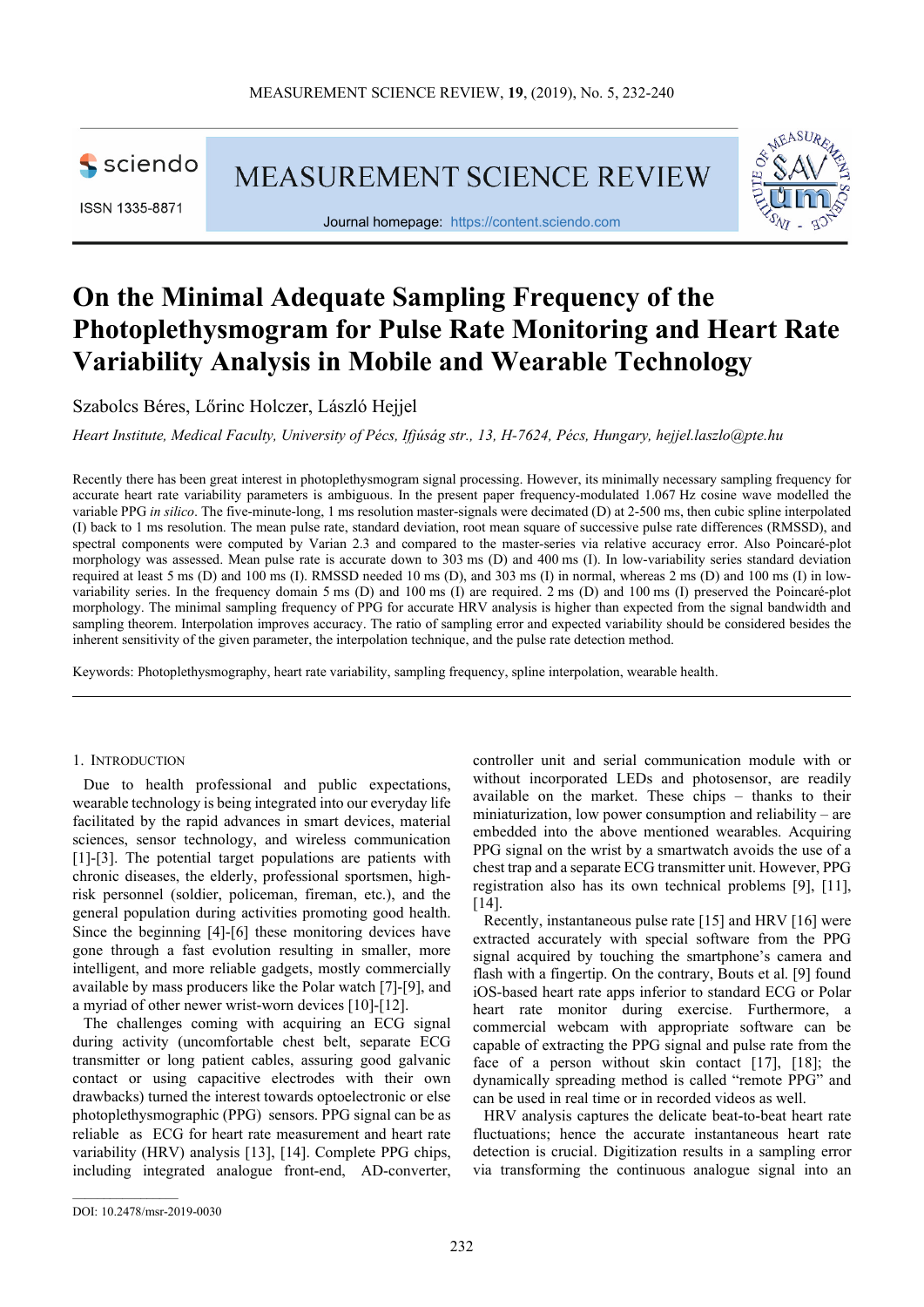# On the Minimal Adequate Sampling Frequency of the Photoplethysmogram for Pulse Rate Monitoring and Heart Rate Variability Analysis in Mobile and Wearable Technology

Szabolcs Béres, Lőrinc Holczer, László Hejjel

*Heart Institute, Medical Faculty, University of Pécs, Ifjúság str., 13, H-7624, Pécs, Hungary, hejjel.laszlo@pte.hu*

Recently there has been great interest in photoplethysmogram signal processing. However, its minimally necessary sampling frequency for accurate heart rate variability parameters is ambiguous. In the present paper frequency-modulated 1.067 Hz cosine wave modelled the variable PPG *in silico*. The five-minute-long, 1 ms resolution master-signals were decimated (D) at 2-500 ms, then cubic spline interpolated (I) back to 1 ms resolution. The mean pulse rate, standard deviation, root mean square of successive pulse rate differences (RMSSD), and spectral components were computed by Varian 2.3 and compared to the master-series via relative accuracy error. Also Poincaré-plot morphology was assessed. Mean pulse rate is accurate down to 303 ms (D) and 400 ms (I). In low-variability series standard deviation required at least 5 ms (D) and 100 ms (I). RMSSD needed 10 ms (D), and 303 ms (I) in normal, whereas 2 ms (D) and 100 ms (I) in low-variability series. In the frequency domain 5 ms (D) and 100 ms (I) are required. 2 ms (D) and 100 ms (I) preserved the Poincaré-plot morphology. The minimal sampling frequency of PPG for accurate HRV analysis is higher than expected from the signal bandwidth and sampling theorem. Interpolation improves accuracy. The ratio of sampling error and expected variability should be considered besides the inherent sensitivity of the given parameter, the interpolation technique, and the pulse rate detection method.

Keywords: Photoplethysmography, heart rate variability, sampling frequency, spline interpolation, wearable health.

## 1. Introduction

Due to health professional and public expectations, wearable technology is being integrated into our everyday life facilitated by the rapid advances in smart devices, material sciences, sensor technology, and wireless communication [1]-[3]. The potential target populations are patients with chronic diseases, the elderly, professional sportsmen, high-risk personnel (soldier, policeman, fireman, etc.), and the general population during activities promoting good health. Since the beginning [4]-[6] these monitoring devices have gone through a fast evolution resulting in smaller, more intelligent, and more reliable gadgets, mostly commercially available by mass producers like the Polar watch [7]-[9], and a myriad of other newer wrist-worn devices [10]-[12].

The challenges coming with acquiring an ECG signal during activity (uncomfortable chest belt, separate ECG transmitter or long patient cables, assuring good galvanic contact or using capacitive electrodes with their own drawbacks) turned the interest towards optoelectronic or else photoplethysmographic (PPG) sensors. PPG signal can be as reliable as ECG for heart rate measurement and heart rate variability (HRV) analysis [13], [14]. Complete PPG chips, including integrated analogue front-end, AD-converter, controller unit and serial communication module with or without incorporated LEDs and photosensor, are readily available on the market. These chips – thanks to their miniaturization, low power consumption and reliability – are embedded into the above mentioned wearables. Acquiring PPG signal on the wrist by a smartwatch avoids the use of a chest trap and a separate ECG transmitter unit. However, PPG registration also has its own technical problems [9], [11], [14].

Recently, instantaneous pulse rate [15] and HRV [16] were extracted accurately with special software from the PPG signal acquired by touching the smartphone's camera and flash with a fingertip. On the contrary, Bouts et al. [9] found iOS-based heart rate apps inferior to standard ECG or Polar heart rate monitor during exercise. Furthermore, a commercial webcam with appropriate software can be capable of extracting the PPG signal and pulse rate from the face of a person without skin contact [17], [18]; the dynamically spreading method is called "remote PPG" and can be used in real time or in recorded videos as well.

HRV analysis captures the delicate beat-to-beat heart rate fluctuations; hence the accurate instantaneous heart rate detection is crucial. Digitization results in a sampling error via transforming the continuous analogue signal into an

DOI: 10.2478/msr-2019-0030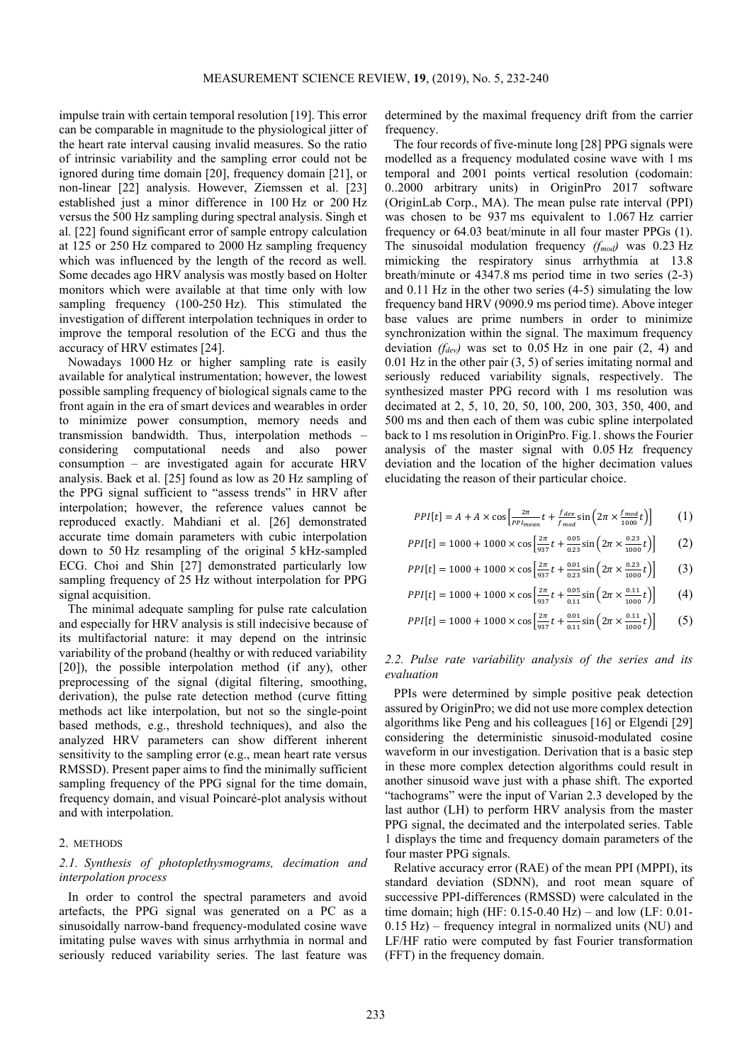impulse train with certain temporal resolution [19]. This error can be comparable in magnitude to the physiological jitter of the heart rate interval causing invalid measures. So the ratio of intrinsic variability and the sampling error could not be ignored during time domain [20], frequency domain [21], or non-linear [22] analysis. However, Ziemssen et al. [23] established just a minor difference in 100 Hz or 200 Hz versus the 500 Hz sampling during spectral analysis. Singh et al. [22] found significant error of sample entropy calculation at 125 or 250 Hz compared to 2000 Hz sampling frequency which was influenced by the length of the record as well. Some decades ago HRV analysis was mostly based on Holter monitors which were available at that time only with low sampling frequency (100-250 Hz). This stimulated the investigation of different interpolation techniques in order to improve the temporal resolution of the ECG and thus the accuracy of HRV estimates [24].

Nowadays 1000 Hz or higher sampling rate is easily available for analytical instrumentation; however, the lowest possible sampling frequency of biological signals came to the front again in the era of smart devices and wearables in order to minimize power consumption, memory needs and transmission bandwidth. Thus, interpolation methods – considering computational needs and also power consumption – are investigated again for accurate HRV analysis. Baek et al. [25] found as low as 20 Hz sampling of the PPG signal sufficient to "assess trends" in HRV after interpolation; however, the reference values cannot be reproduced exactly. Mahdiani et al. [26] demonstrated accurate time domain parameters with cubic interpolation down to 50 Hz resampling of the original 5 kHz-sampled ECG. Choi and Shin [27] demonstrated particularly low sampling frequency of 25 Hz without interpolation for PPG signal acquisition.

The minimal adequate sampling for pulse rate calculation and especially for HRV analysis is still indecisive because of its multifactorial nature: it may depend on the intrinsic variability of the proband (healthy or with reduced variability [20]), the possible interpolation method (if any), other preprocessing of the signal (digital filtering, smoothing, derivation), the pulse rate detection method (curve fitting methods act like interpolation, but not so the single-point based methods, e.g., threshold techniques), and also the analyzed HRV parameters can show different inherent sensitivity to the sampling error (e.g., mean heart rate versus RMSSD). Present paper aims to find the minimally sufficient sampling frequency of the PPG signal for the time domain, frequency domain, and visual Poincaré-plot analysis without and with interpolation.

## 2. METHODS

### 2.1. Synthesis of photoplethysmograms, decimation and interpolation process

In order to control the spectral parameters and avoid artefacts, the PPG signal was generated on a PC as a sinusoidally narrow-band frequency-modulated cosine wave imitating pulse waves with sinus arrhythmia in normal and seriously reduced variability series. The last feature was determined by the maximal frequency drift from the carrier frequency.

The four records of five-minute long [28] PPG signals were modelled as a frequency modulated cosine wave with 1 ms temporal and 2001 points vertical resolution (codomain: 0..2000 arbitrary units) in OriginPro 2017 software (OriginLab Corp., MA). The mean pulse rate interval (PPI) was chosen to be 937 ms equivalent to 1.067 Hz carrier frequency or 64.03 beat/minute in all four master PPGs (1). The sinusoidal modulation frequency *($f_{mod}$)* was 0.23 Hz mimicking the respiratory sinus arrhythmia at 13.8 breath/minute or 4347.8 ms period time in two series (2-3) and 0.11 Hz in the other two series (4-5) simulating the low frequency band HRV (9090.9 ms period time). Above integer base values are prime numbers in order to minimize synchronization within the signal. The maximum frequency deviation *($f_{dev}$)* was set to 0.05 Hz in one pair (2, 4) and 0.01 Hz in the other pair (3, 5) of series imitating normal and seriously reduced variability signals, respectively. The synthesized master PPG record with 1 ms resolution was decimated at 2, 5, 10, 20, 50, 100, 200, 303, 350, 400, and 500 ms and then each of them was cubic spline interpolated back to 1 ms resolution in OriginPro. Fig.1. shows the Fourier analysis of the master signal with 0.05 Hz frequency deviation and the location of the higher decimation values elucidating the reason of their particular choice.

$$PPI[t] = A + A \times \cos\left[\frac{2\pi}{PPI_{mean}}t + \frac{f_{dev}}{f_{mod}}\sin\left(2\pi \times \frac{f_{mod}}{1000}t\right)\right] \qquad (1)$$

$$PPI[t] = 1000 + 1000 \times \cos\left[\frac{2\pi}{937}t + \frac{0.05}{0.23}\sin\left(2\pi \times \frac{0.23}{1000}t\right)\right] \qquad (2)$$

$$PPI[t] = 1000 + 1000 \times \cos\left[\frac{2\pi}{937}t + \frac{0.01}{0.23}\sin\left(2\pi \times \frac{0.23}{1000}t\right)\right] \qquad (3)$$

$$PPI[t] = 1000 + 1000 \times \cos\left[\frac{2\pi}{937}t + \frac{0.05}{0.11}\sin\left(2\pi \times \frac{0.11}{1000}t\right)\right] \qquad (4)$$

$$PPI[t] = 1000 + 1000 \times \cos\left[\frac{2\pi}{937}t + \frac{0.01}{0.11}\sin\left(2\pi \times \frac{0.11}{1000}t\right)\right] \qquad (5)$$

### 2.2. Pulse rate variability analysis of the series and its evaluation

PPIs were determined by simple positive peak detection assured by OriginPro; we did not use more complex detection algorithms like Peng and his colleagues [16] or Elgendi [29] considering the deterministic sinusoid-modulated cosine waveform in our investigation. Derivation that is a basic step in these more complex detection algorithms could result in another sinusoid wave just with a phase shift. The exported "tachograms" were the input of Varian 2.3 developed by the last author (LH) to perform HRV analysis from the master PPG signal, the decimated and the interpolated series. Table 1 displays the time and frequency domain parameters of the four master PPG signals.

Relative accuracy error (RAE) of the mean PPI (MPPI), its standard deviation (SDNN), and root mean square of successive PPI-differences (RMSSD) were calculated in the time domain; high (HF: 0.15-0.40 Hz) – and low (LF: 0.01-0.15 Hz) – frequency integral in normalized units (NU) and LF/HF ratio were computed by fast Fourier transformation (FFT) in the frequency domain.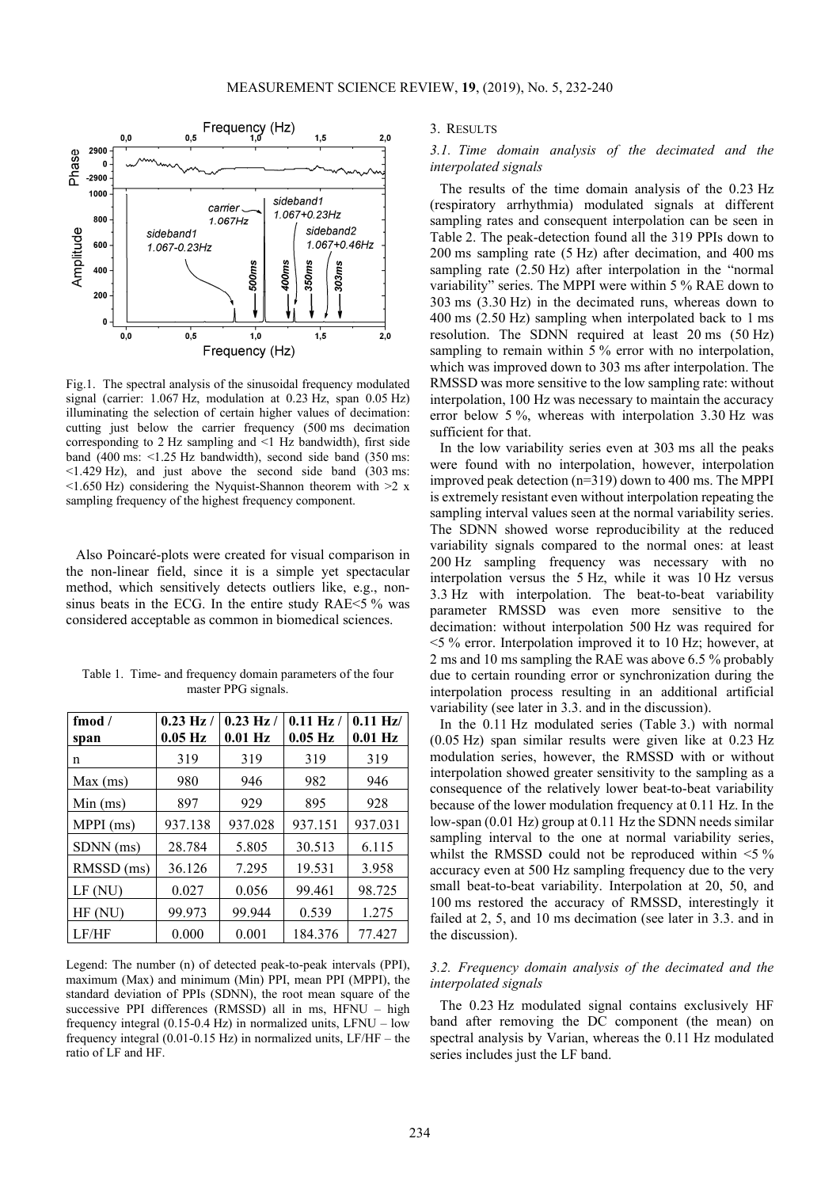Fig.1. The spectral analysis of the sinusoidal frequency modulated signal (carrier: 1.067 Hz, modulation at 0.23 Hz, span 0.05 Hz) illuminating the selection of certain higher values of decimation: cutting just below the carrier frequency (500 ms decimation corresponding to 2 Hz sampling and <1 Hz bandwidth), first side band (400 ms: <1.25 Hz bandwidth), second side band (350 ms: <1.429 Hz), and just above the second side band (303 ms: <1.650 Hz) considering the Nyquist-Shannon theorem with >2 x sampling frequency of the highest frequency component.

Also Poincaré-plots were created for visual comparison in the non-linear field, since it is a simple yet spectacular method, which sensitively detects outliers like, e.g., non-sinus beats in the ECG. In the entire study RAE<5 % was considered acceptable as common in biomedical sciences.

Table 1. Time- and frequency domain parameters of the four master PPG signals.

| fmod / span | 0.23 Hz / 0.05 Hz | 0.23 Hz / 0.01 Hz | 0.11 Hz / 0.05 Hz | 0.11 Hz/ 0.01 Hz |
|---|---|---|---|---|
| n | 319 | 319 | 319 | 319 |
| Max (ms) | 980 | 946 | 982 | 946 |
| Min (ms) | 897 | 929 | 895 | 928 |
| MPPI (ms) | 937.138 | 937.028 | 937.151 | 937.031 |
| SDNN (ms) | 28.784 | 5.805 | 30.513 | 6.115 |
| RMSSD (ms) | 36.126 | 7.295 | 19.531 | 3.958 |
| LF (NU) | 0.027 | 0.056 | 99.461 | 98.725 |
| HF (NU) | 99.973 | 99.944 | 0.539 | 1.275 |
| LF/HF | 0.000 | 0.001 | 184.376 | 77.427 |

Legend: The number (n) of detected peak-to-peak intervals (PPI), maximum (Max) and minimum (Min) PPI, mean PPI (MPPI), the standard deviation of PPIs (SDNN), the root mean square of the successive PPI differences (RMSSD) all in ms, HFNU – high frequency integral (0.15-0.4 Hz) in normalized units, LFNU – low frequency integral (0.01-0.15 Hz) in normalized units, LF/HF – the ratio of LF and HF.

## 3. Results

### 3.1. Time domain analysis of the decimated and the interpolated signals

The results of the time domain analysis of the 0.23 Hz (respiratory arrhythmia) modulated signals at different sampling rates and consequent interpolation can be seen in Table 2. The peak-detection found all the 319 PPIs down to 200 ms sampling rate (5 Hz) after decimation, and 400 ms sampling rate (2.50 Hz) after interpolation in the "normal variability" series. The MPPI were within 5 % RAE down to 303 ms (3.30 Hz) in the decimated runs, whereas down to 400 ms (2.50 Hz) sampling when interpolated back to 1 ms resolution. The SDNN required at least 20 ms (50 Hz) sampling to remain within 5 % error with no interpolation, which was improved down to 303 ms after interpolation. The RMSSD was more sensitive to the low sampling rate: without interpolation, 100 Hz was necessary to maintain the accuracy error below 5 %, whereas with interpolation 3.30 Hz was sufficient for that.

In the low variability series even at 303 ms all the peaks were found with no interpolation, however, interpolation improved peak detection (n=319) down to 400 ms. The MPPI is extremely resistant even without interpolation repeating the sampling interval values seen at the normal variability series. The SDNN showed worse reproducibility at the reduced variability signals compared to the normal ones: at least 200 Hz sampling frequency was necessary with no interpolation versus the 5 Hz, while it was 10 Hz versus 3.3 Hz with interpolation. The beat-to-beat variability parameter RMSSD was even more sensitive to the decimation: without interpolation 500 Hz was required for <5 % error. Interpolation improved it to 10 Hz; however, at 2 ms and 10 ms sampling the RAE was above 6.5 % probably due to certain rounding error or synchronization during the interpolation process resulting in an additional artificial variability (see later in 3.3. and in the discussion).

In the 0.11 Hz modulated series (Table 3.) with normal (0.05 Hz) span similar results were given like at 0.23 Hz modulation series, however, the RMSSD with or without interpolation showed greater sensitivity to the sampling as a consequence of the relatively lower beat-to-beat variability because of the lower modulation frequency at 0.11 Hz. In the low-span (0.01 Hz) group at 0.11 Hz the SDNN needs similar sampling interval to the one at normal variability series, whilst the RMSSD could not be reproduced within <5 % accuracy even at 500 Hz sampling frequency due to the very small beat-to-beat variability. Interpolation at 20, 50, and 100 ms restored the accuracy of RMSSD, interestingly it failed at 2, 5, and 10 ms decimation (see later in 3.3. and in the discussion).

### 3.2. Frequency domain analysis of the decimated and the interpolated signals

The 0.23 Hz modulated signal contains exclusively HF band after removing the DC component (the mean) on spectral analysis by Varian, whereas the 0.11 Hz modulated series includes just the LF band.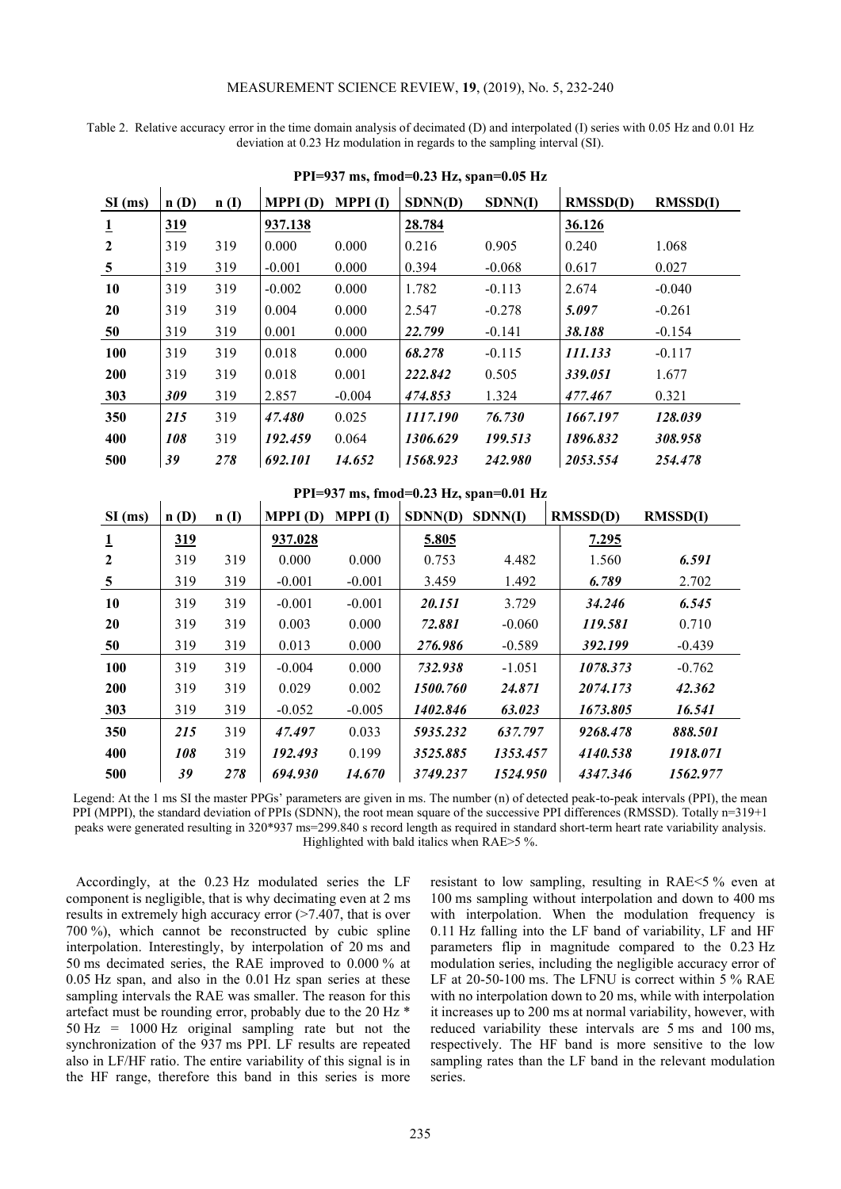Table 2. Relative accuracy error in the time domain analysis of decimated (D) and interpolated (I) series with 0.05 Hz and 0.01 Hz deviation at 0.23 Hz modulation in regards to the sampling interval (SI).

**PPI=937 ms, fmod=0.23 Hz, span=0.05 Hz**

| SI (ms) | n (D) | n (I) | MPPI (D) | MPPI (I) | SDNN(D) | SDNN(I) | RMSSD(D) | RMSSD(I) |
|---|---|---|---|---|---|---|---|---|
| <u>**1**</u> | <u>**319**</u> | | <u>**937.138**</u> | | <u>**28.784**</u> | | <u>**36.126**</u> | |
| **2** | 319 | 319 | 0.000 | 0.000 | 0.216 | 0.905 | 0.240 | 1.068 |
| **5** | 319 | 319 | -0.001 | 0.000 | 0.394 | -0.068 | 0.617 | 0.027 |
| **10** | 319 | 319 | -0.002 | 0.000 | 1.782 | -0.113 | 2.674 | -0.040 |
| **20** | 319 | 319 | 0.004 | 0.000 | 2.547 | -0.278 | ***5.097*** | -0.261 |
| **50** | 319 | 319 | 0.001 | 0.000 | ***22.799*** | -0.141 | ***38.188*** | -0.154 |
| **100** | 319 | 319 | 0.018 | 0.000 | ***68.278*** | -0.115 | ***111.133*** | -0.117 |
| **200** | 319 | 319 | 0.018 | 0.001 | ***222.842*** | 0.505 | ***339.051*** | 1.677 |
| **303** | ***309*** | 319 | 2.857 | -0.004 | ***474.853*** | 1.324 | ***477.467*** | 0.321 |
| **350** | ***215*** | 319 | ***47.480*** | 0.025 | ***1117.190*** | ***76.730*** | ***1667.197*** | ***128.039*** |
| **400** | ***108*** | 319 | ***192.459*** | 0.064 | ***1306.629*** | ***199.513*** | ***1896.832*** | ***308.958*** |
| **500** | ***39*** | ***278*** | ***692.101*** | ***14.652*** | ***1568.923*** | ***242.980*** | ***2053.554*** | ***254.478*** |

**PPI=937 ms, fmod=0.23 Hz, span=0.01 Hz**

| SI (ms) | n (D) | n (I) | MPPI (D) | MPPI (I) | SDNN(D) | SDNN(I) | RMSSD(D) | RMSSD(I) |
|---|---|---|---|---|---|---|---|---|
| <u>**1**</u> | <u>**319**</u> | | <u>**937.028**</u> | | <u>**5.805**</u> | | <u>**7.295**</u> | |
| **2** | 319 | 319 | 0.000 | 0.000 | 0.753 | 4.482 | 1.560 | ***6.591*** |
| **5** | 319 | 319 | -0.001 | -0.001 | 3.459 | 1.492 | ***6.789*** | 2.702 |
| **10** | 319 | 319 | -0.001 | -0.001 | ***20.151*** | 3.729 | ***34.246*** | ***6.545*** |
| **20** | 319 | 319 | 0.003 | 0.000 | ***72.881*** | -0.060 | ***119.581*** | 0.710 |
| **50** | 319 | 319 | 0.013 | 0.000 | ***276.986*** | -0.589 | ***392.199*** | -0.439 |
| **100** | 319 | 319 | -0.004 | 0.000 | ***732.938*** | -1.051 | ***1078.373*** | -0.762 |
| **200** | 319 | 319 | 0.029 | 0.002 | ***1500.760*** | ***24.871*** | ***2074.173*** | ***42.362*** |
| **303** | 319 | 319 | -0.052 | -0.005 | ***1402.846*** | ***63.023*** | ***1673.805*** | ***16.541*** |
| **350** | ***215*** | 319 | ***47.497*** | 0.033 | ***5935.232*** | ***637.797*** | ***9268.478*** | ***888.501*** |
| **400** | ***108*** | 319 | ***192.493*** | 0.199 | ***3525.885*** | ***1353.457*** | ***4140.538*** | ***1918.071*** |
| **500** | ***39*** | ***278*** | ***694.930*** | ***14.670*** | ***3749.237*** | ***1524.950*** | ***4347.346*** | ***1562.977*** |

Legend: At the 1 ms SI the master PPGs' parameters are given in ms. The number (n) of detected peak-to-peak intervals (PPI), the mean PPI (MPPI), the standard deviation of PPIs (SDNN), the root mean square of the successive PPI differences (RMSSD). Totally n=319+1 peaks were generated resulting in 320*937 ms=299.840 s record length as required in standard short-term heart rate variability analysis. Highlighted with bald italics when RAE>5 %.

Accordingly, at the 0.23 Hz modulated series the LF component is negligible, that is why decimating even at 2 ms results in extremely high accuracy error (>7.407, that is over 700 %), which cannot be reconstructed by cubic spline interpolation. Interestingly, by interpolation of 20 ms and 50 ms decimated series, the RAE improved to 0.000 % at 0.05 Hz span, and also in the 0.01 Hz span series at these sampling intervals the RAE was smaller. The reason for this artefact must be rounding error, probably due to the 20 Hz * 50 Hz = 1000 Hz original sampling rate but not the synchronization of the 937 ms PPI. LF results are repeated also in LF/HF ratio. The entire variability of this signal is in the HF range, therefore this band in this series is more resistant to low sampling, resulting in RAE<5 % even at 100 ms sampling without interpolation and down to 400 ms with interpolation. When the modulation frequency is 0.11 Hz falling into the LF band of variability, LF and HF parameters flip in magnitude compared to the 0.23 Hz modulation series, including the negligible accuracy error of LF at 20-50-100 ms. The LFNU is correct within 5 % RAE with no interpolation down to 20 ms, while with interpolation it increases up to 200 ms at normal variability, however, with reduced variability these intervals are 5 ms and 100 ms, respectively. The HF band is more sensitive to the low sampling rates than the LF band in the relevant modulation series.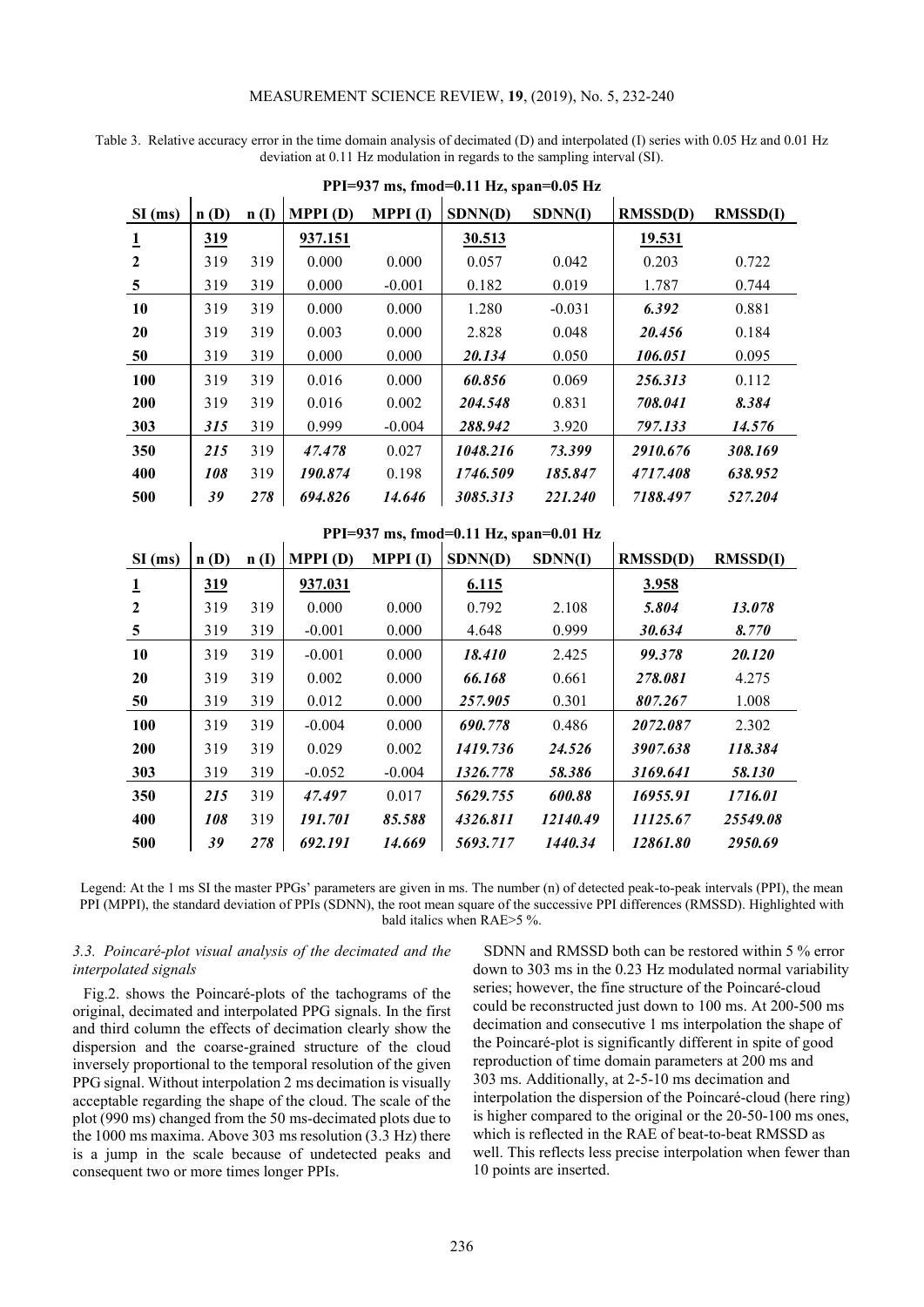Table 3. Relative accuracy error in the time domain analysis of decimated (D) and interpolated (I) series with 0.05 Hz and 0.01 Hz deviation at 0.11 Hz modulation in regards to the sampling interval (SI).

| PPI=937 ms, fmod=0.11 Hz, span=0.05 Hz | | | | | | | | |
|---|---|---|---|---|---|---|---|---|
| **SI (ms)** | **n (D)** | **n (I)** | **MPPI (D)** | **MPPI (I)** | **SDNN(D)** | **SDNN(I)** | **RMSSD(D)** | **RMSSD(I)** |
| **1** | **319** | | **937.151** | | **30.513** | | **19.531** | |
| **2** | 319 | 319 | 0.000 | 0.000 | 0.057 | 0.042 | 0.203 | 0.722 |
| **5** | 319 | 319 | 0.000 | -0.001 | 0.182 | 0.019 | 1.787 | 0.744 |
| **10** | 319 | 319 | 0.000 | 0.000 | 1.280 | -0.031 | ***6.392*** | 0.881 |
| **20** | 319 | 319 | 0.003 | 0.000 | 2.828 | 0.048 | ***20.456*** | 0.184 |
| **50** | 319 | 319 | 0.000 | 0.000 | ***20.134*** | 0.050 | ***106.051*** | 0.095 |
| **100** | 319 | 319 | 0.016 | 0.000 | ***60.856*** | 0.069 | ***256.313*** | 0.112 |
| **200** | 319 | 319 | 0.016 | 0.002 | ***204.548*** | 0.831 | ***708.041*** | ***8.384*** |
| **303** | ***315*** | 319 | 0.999 | -0.004 | ***288.942*** | 3.920 | ***797.133*** | ***14.576*** |
| **350** | ***215*** | 319 | ***47.478*** | 0.027 | ***1048.216*** | ***73.399*** | ***2910.676*** | ***308.169*** |
| **400** | ***108*** | 319 | ***190.874*** | 0.198 | ***1746.509*** | ***185.847*** | ***4717.408*** | ***638.952*** |
| **500** | ***39*** | ***278*** | ***694.826*** | ***14.646*** | ***3085.313*** | ***221.240*** | ***7188.497*** | ***527.204*** |

| PPI=937 ms, fmod=0.11 Hz, span=0.01 Hz | | | | | | | | |
|---|---|---|---|---|---|---|---|---|
| **SI (ms)** | **n (D)** | **n (I)** | **MPPI (D)** | **MPPI (I)** | **SDNN(D)** | **SDNN(I)** | **RMSSD(D)** | **RMSSD(I)** |
| **1** | **319** | | **937.031** | | **6.115** | | **3.958** | |
| **2** | 319 | 319 | 0.000 | 0.000 | 0.792 | 2.108 | ***5.804*** | ***13.078*** |
| **5** | 319 | 319 | -0.001 | 0.000 | 4.648 | 0.999 | ***30.634*** | ***8.770*** |
| **10** | 319 | 319 | -0.001 | 0.000 | ***18.410*** | 2.425 | ***99.378*** | ***20.120*** |
| **20** | 319 | 319 | 0.002 | 0.000 | ***66.168*** | 0.661 | ***278.081*** | 4.275 |
| **50** | 319 | 319 | 0.012 | 0.000 | ***257.905*** | 0.301 | ***807.267*** | 1.008 |
| **100** | 319 | 319 | -0.004 | 0.000 | ***690.778*** | 0.486 | ***2072.087*** | 2.302 |
| **200** | 319 | 319 | 0.029 | 0.002 | ***1419.736*** | ***24.526*** | ***3907.638*** | ***118.384*** |
| **303** | 319 | 319 | -0.052 | -0.004 | ***1326.778*** | ***58.386*** | ***3169.641*** | ***58.130*** |
| **350** | ***215*** | 319 | ***47.497*** | 0.017 | ***5629.755*** | ***600.88*** | ***16955.91*** | ***1716.01*** |
| **400** | ***108*** | 319 | ***191.701*** | ***85.588*** | ***4326.811*** | ***12140.49*** | ***11125.67*** | ***25549.08*** |
| **500** | ***39*** | ***278*** | ***692.191*** | ***14.669*** | ***5693.717*** | ***1440.34*** | ***12861.80*** | ***2950.69*** |

Legend: At the 1 ms SI the master PPGs' parameters are given in ms. The number (n) of detected peak-to-peak intervals (PPI), the mean PPI (MPPI), the standard deviation of PPIs (SDNN), the root mean square of the successive PPI differences (RMSSD). Highlighted with bald italics when RAE>5 %.

### *3.3. Poincaré-plot visual analysis of the decimated and the interpolated signals*

Fig.2. shows the Poincaré-plots of the tachograms of the original, decimated and interpolated PPG signals. In the first and third column the effects of decimation clearly show the dispersion and the coarse-grained structure of the cloud inversely proportional to the temporal resolution of the given PPG signal. Without interpolation 2 ms decimation is visually acceptable regarding the shape of the cloud. The scale of the plot (990 ms) changed from the 50 ms-decimated plots due to the 1000 ms maxima. Above 303 ms resolution (3.3 Hz) there is a jump in the scale because of undetected peaks and consequent two or more times longer PPIs.

SDNN and RMSSD both can be restored within 5 % error down to 303 ms in the 0.23 Hz modulated normal variability series; however, the fine structure of the Poincaré-cloud could be reconstructed just down to 100 ms. At 200-500 ms decimation and consecutive 1 ms interpolation the shape of the Poincaré-plot is significantly different in spite of good reproduction of time domain parameters at 200 ms and 303 ms. Additionally, at 2-5-10 ms decimation and interpolation the dispersion of the Poincaré-cloud (here ring) is higher compared to the original or the 20-50-100 ms ones, which is reflected in the RAE of beat-to-beat RMSSD as well. This reflects less precise interpolation when fewer than 10 points are inserted.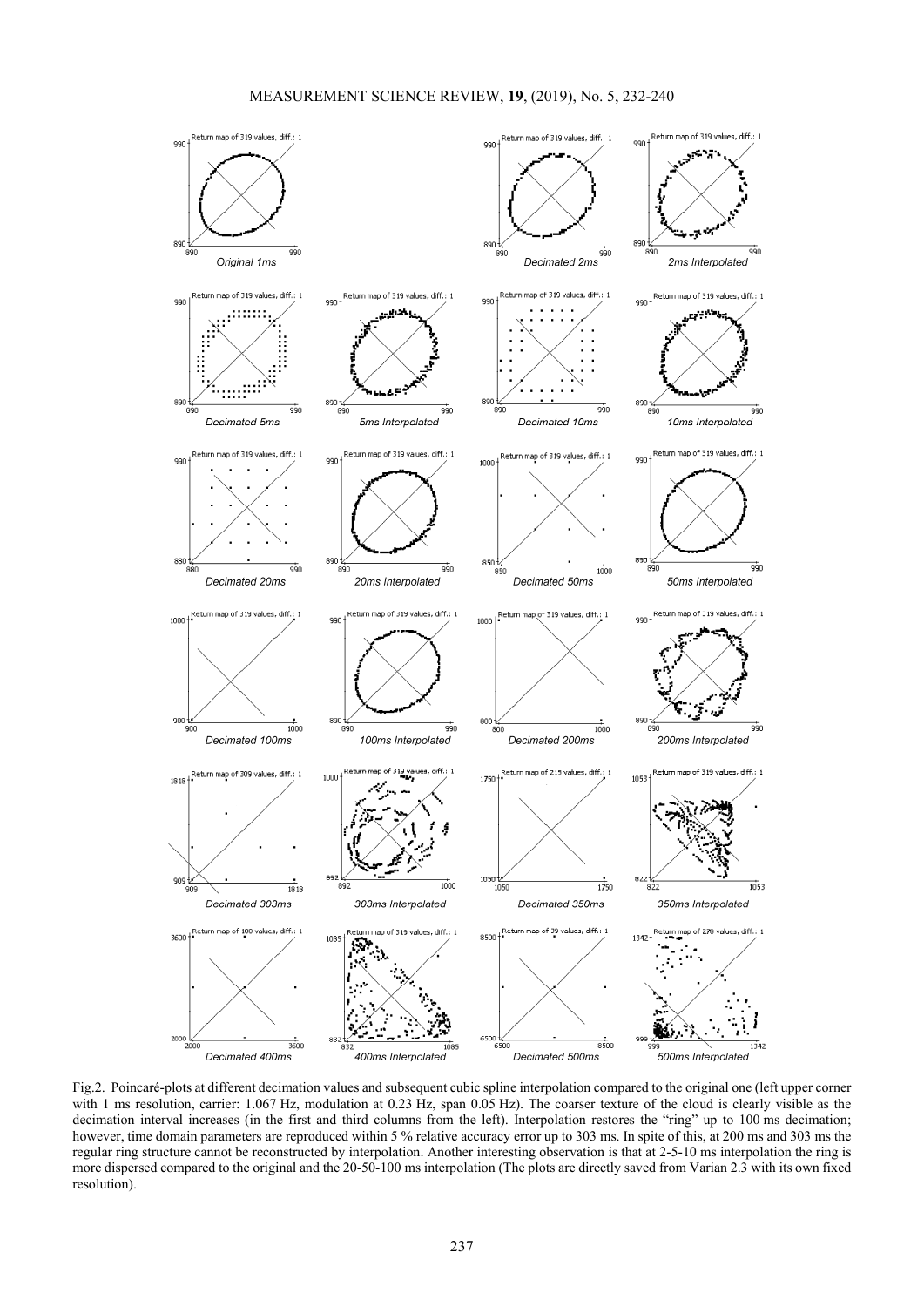Fig.2. Poincaré-plots at different decimation values and subsequent cubic spline interpolation compared to the original one (left upper corner with 1 ms resolution, carrier: 1.067 Hz, modulation at 0.23 Hz, span 0.05 Hz). The coarser texture of the cloud is clearly visible as the decimation interval increases (in the first and third columns from the left). Interpolation restores the "ring" up to 100 ms decimation; however, time domain parameters are reproduced within 5 % relative accuracy error up to 303 ms. In spite of this, at 200 ms and 303 ms the regular ring structure cannot be reconstructed by interpolation. Another interesting observation is that at 2-5-10 ms interpolation the ring is more dispersed compared to the original and the 20-50-100 ms interpolation (The plots are directly saved from Varian 2.3 with its own fixed resolution).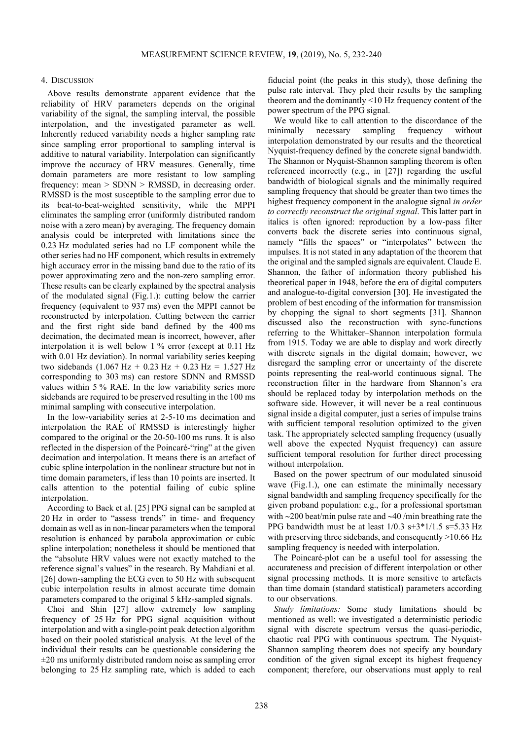## 4. DISCUSSION

Above results demonstrate apparent evidence that the reliability of HRV parameters depends on the original variability of the signal, the sampling interval, the possible interpolation, and the investigated parameter as well. Inherently reduced variability needs a higher sampling rate since sampling error proportional to sampling interval is additive to natural variability. Interpolation can significantly improve the accuracy of HRV measures. Generally, time domain parameters are more resistant to low sampling frequency: mean > SDNN > RMSSD, in decreasing order. RMSSD is the most susceptible to the sampling error due to its beat-to-beat-weighted sensitivity, while the MPPI eliminates the sampling error (uniformly distributed random noise with a zero mean) by averaging. The frequency domain analysis could be interpreted with limitations since the 0.23 Hz modulated series had no LF component while the other series had no HF component, which results in extremely high accuracy error in the missing band due to the ratio of its power approximating zero and the non-zero sampling error. These results can be clearly explained by the spectral analysis of the modulated signal (Fig.1.): cutting below the carrier frequency (equivalent to 937 ms) even the MPPI cannot be reconstructed by interpolation. Cutting between the carrier and the first right side band defined by the 400 ms decimation, the decimated mean is incorrect, however, after interpolation it is well below 1 % error (except at 0.11 Hz with 0.01 Hz deviation). In normal variability series keeping two sidebands (1.067 Hz + 0.23 Hz + 0.23 Hz = 1.527 Hz corresponding to 303 ms) can restore SDNN and RMSSD values within 5 % RAE. In the low variability series more sidebands are required to be preserved resulting in the 100 ms minimal sampling with consecutive interpolation.

In the low-variability series at 2-5-10 ms decimation and interpolation the RAE of RMSSD is interestingly higher compared to the original or the 20-50-100 ms runs. It is also reflected in the dispersion of the Poincaré-"ring" at the given decimation and interpolation. It means there is an artefact of cubic spline interpolation in the nonlinear structure but not in time domain parameters, if less than 10 points are inserted. It calls attention to the potential failing of cubic spline interpolation.

According to Baek et al. [25] PPG signal can be sampled at 20 Hz in order to "assess trends" in time- and frequency domain as well as in non-linear parameters when the temporal resolution is enhanced by parabola approximation or cubic spline interpolation; nonetheless it should be mentioned that the "absolute HRV values were not exactly matched to the reference signal's values" in the research. By Mahdiani et al. [26] down-sampling the ECG even to 50 Hz with subsequent cubic interpolation results in almost accurate time domain parameters compared to the original 5 kHz-sampled signals.

Choi and Shin [27] allow extremely low sampling frequency of 25 Hz for PPG signal acquisition without interpolation and with a single-point peak detection algorithm based on their pooled statistical analysis. At the level of the individual their results can be questionable considering the ±20 ms uniformly distributed random noise as sampling error belonging to 25 Hz sampling rate, which is added to each fiducial point (the peaks in this study), those defining the pulse rate interval. They pled their results by the sampling theorem and the dominantly <10 Hz frequency content of the power spectrum of the PPG signal.

We would like to call attention to the discordance of the minimally necessary sampling frequency without interpolation demonstrated by our results and the theoretical Nyquist-frequency defined by the concrete signal bandwidth. The Shannon or Nyquist-Shannon sampling theorem is often referenced incorrectly (e.g., in [27]) regarding the useful bandwidth of biological signals and the minimally required sampling frequency that should be greater than two times the highest frequency component in the analogue signal *in order to correctly reconstruct the original signal*. This latter part in italics is often ignored: reproduction by a low-pass filter converts back the discrete series into continuous signal, namely "fills the spaces" or "interpolates" between the impulses. It is not stated in any adaptation of the theorem that the original and the sampled signals are equivalent. Claude E. Shannon, the father of information theory published his theoretical paper in 1948, before the era of digital computers and analogue-to-digital conversion [30]. He investigated the problem of best encoding of the information for transmission by chopping the signal to short segments [31]. Shannon discussed also the reconstruction with sync-functions referring to the Whittaker–Shannon interpolation formula from 1915. Today we are able to display and work directly with discrete signals in the digital domain; however, we disregard the sampling error or uncertainty of the discrete points representing the real-world continuous signal. The reconstruction filter in the hardware from Shannon's era should be replaced today by interpolation methods on the software side. However, it will never be a real continuous signal inside a digital computer, just a series of impulse trains with sufficient temporal resolution optimized to the given task. The appropriately selected sampling frequency (usually well above the expected Nyquist frequency) can assure sufficient temporal resolution for further direct processing without interpolation.

Based on the power spectrum of our modulated sinusoid wave (Fig.1.), one can estimate the minimally necessary signal bandwidth and sampling frequency specifically for the given proband population: e.g., for a professional sportsman with ∼200 beat/min pulse rate and ∼40 /min breathing rate the PPG bandwidth must be at least 1/0.3 s+3*1/1.5 s=5.33 Hz with preserving three sidebands, and consequently >10.66 Hz sampling frequency is needed with interpolation.

The Poincaré-plot can be a useful tool for assessing the accurateness and precision of different interpolation or other signal processing methods. It is more sensitive to artefacts than time domain (standard statistical) parameters according to our observations.

*Study limitations:* Some study limitations should be mentioned as well: we investigated a deterministic periodic signal with discrete spectrum versus the quasi-periodic, chaotic real PPG with continuous spectrum. The Nyquist-Shannon sampling theorem does not specify any boundary condition of the given signal except its highest frequency component; therefore, our observations must apply to real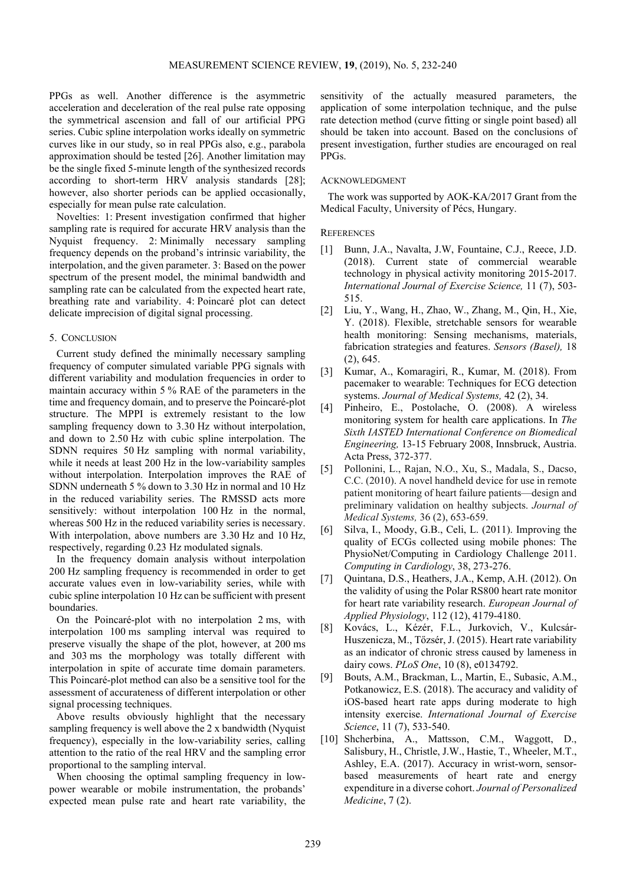PPGs as well. Another difference is the asymmetric acceleration and deceleration of the real pulse rate opposing the symmetrical ascension and fall of our artificial PPG series. Cubic spline interpolation works ideally on symmetric curves like in our study, so in real PPGs also, e.g., parabola approximation should be tested [26]. Another limitation may be the single fixed 5-minute length of the synthesized records according to short-term HRV analysis standards [28]; however, also shorter periods can be applied occasionally, especially for mean pulse rate calculation.

Novelties: 1: Present investigation confirmed that higher sampling rate is required for accurate HRV analysis than the Nyquist frequency. 2: Minimally necessary sampling frequency depends on the proband's intrinsic variability, the interpolation, and the given parameter. 3: Based on the power spectrum of the present model, the minimal bandwidth and sampling rate can be calculated from the expected heart rate, breathing rate and variability. 4: Poincaré plot can detect delicate imprecision of digital signal processing.

## 5. Conclusion

Current study defined the minimally necessary sampling frequency of computer simulated variable PPG signals with different variability and modulation frequencies in order to maintain accuracy within 5 % RAE of the parameters in the time and frequency domain, and to preserve the Poincaré-plot structure. The MPPI is extremely resistant to the low sampling frequency down to 3.30 Hz without interpolation, and down to 2.50 Hz with cubic spline interpolation. The SDNN requires 50 Hz sampling with normal variability, while it needs at least 200 Hz in the low-variability samples without interpolation. Interpolation improves the RAE of SDNN underneath 5 % down to 3.30 Hz in normal and 10 Hz in the reduced variability series. The RMSSD acts more sensitively: without interpolation 100 Hz in the normal, whereas 500 Hz in the reduced variability series is necessary. With interpolation, above numbers are 3.30 Hz and 10 Hz, respectively, regarding 0.23 Hz modulated signals.

In the frequency domain analysis without interpolation 200 Hz sampling frequency is recommended in order to get accurate values even in low-variability series, while with cubic spline interpolation 10 Hz can be sufficient with present boundaries.

On the Poincaré-plot with no interpolation 2 ms, with interpolation 100 ms sampling interval was required to preserve visually the shape of the plot, however, at 200 ms and 303 ms the morphology was totally different with interpolation in spite of accurate time domain parameters. This Poincaré-plot method can also be a sensitive tool for the assessment of accurateness of different interpolation or other signal processing techniques.

Above results obviously highlight that the necessary sampling frequency is well above the 2 x bandwidth (Nyquist frequency), especially in the low-variability series, calling attention to the ratio of the real HRV and the sampling error proportional to the sampling interval.

When choosing the optimal sampling frequency in low-power wearable or mobile instrumentation, the probands' expected mean pulse rate and heart rate variability, the sensitivity of the actually measured parameters, the application of some interpolation technique, and the pulse rate detection method (curve fitting or single point based) all should be taken into account. Based on the conclusions of present investigation, further studies are encouraged on real PPGs.

## Acknowledgment

The work was supported by AOK-KA/2017 Grant from the Medical Faculty, University of Pécs, Hungary.

## References

[1] Bunn, J.A., Navalta, J.W, Fountaine, C.J., Reece, J.D. (2018). Current state of commercial wearable technology in physical activity monitoring 2015-2017. *International Journal of Exercise Science,* 11 (7), 503-515.

[2] Liu, Y., Wang, H., Zhao, W., Zhang, M., Qin, H., Xie, Y. (2018). Flexible, stretchable sensors for wearable health monitoring: Sensing mechanisms, materials, fabrication strategies and features. *Sensors (Basel),* 18 (2), 645.

[3] Kumar, A., Komaragiri, R., Kumar, M. (2018). From pacemaker to wearable: Techniques for ECG detection systems. *Journal of Medical Systems,* 42 (2), 34.

[4] Pinheiro, E., Postolache, O. (2008). A wireless monitoring system for health care applications. In *The Sixth IASTED International Conference on Biomedical Engineering,* 13-15 February 2008, Innsbruck, Austria. Acta Press, 372-377.

[5] Pollonini, L., Rajan, N.O., Xu, S., Madala, S., Dacso, C.C. (2010). A novel handheld device for use in remote patient monitoring of heart failure patients—design and preliminary validation on healthy subjects. *Journal of Medical Systems,* 36 (2), 653-659.

[6] Silva, I., Moody, G.B., Celi, L. (2011). Improving the quality of ECGs collected using mobile phones: The PhysioNet/Computing in Cardiology Challenge 2011. *Computing in Cardiology*, 38, 273-276.

[7] Quintana, D.S., Heathers, J.A., Kemp, A.H. (2012). On the validity of using the Polar RS800 heart rate monitor for heart rate variability research. *European Journal of Applied Physiology*, 112 (12), 4179-4180.

[8] Kovács, L., Kézér, F.L., Jurkovich, V., Kulcsár-Huszenicza, M., Tőzsér, J. (2015). Heart rate variability as an indicator of chronic stress caused by lameness in dairy cows. *PLoS One*, 10 (8), e0134792.

[9] Bouts, A.M., Brackman, L., Martin, E., Subasic, A.M., Potkanowicz, E.S. (2018). The accuracy and validity of iOS-based heart rate apps during moderate to high intensity exercise. *International Journal of Exercise Science*, 11 (7), 533-540.

[10] Shcherbina, A., Mattsson, C.M., Waggott, D., Salisbury, H., Christle, J.W., Hastie, T., Wheeler, M.T., Ashley, E.A. (2017). Accuracy in wrist-worn, sensor-based measurements of heart rate and energy expenditure in a diverse cohort. *Journal of Personalized Medicine*, 7 (2).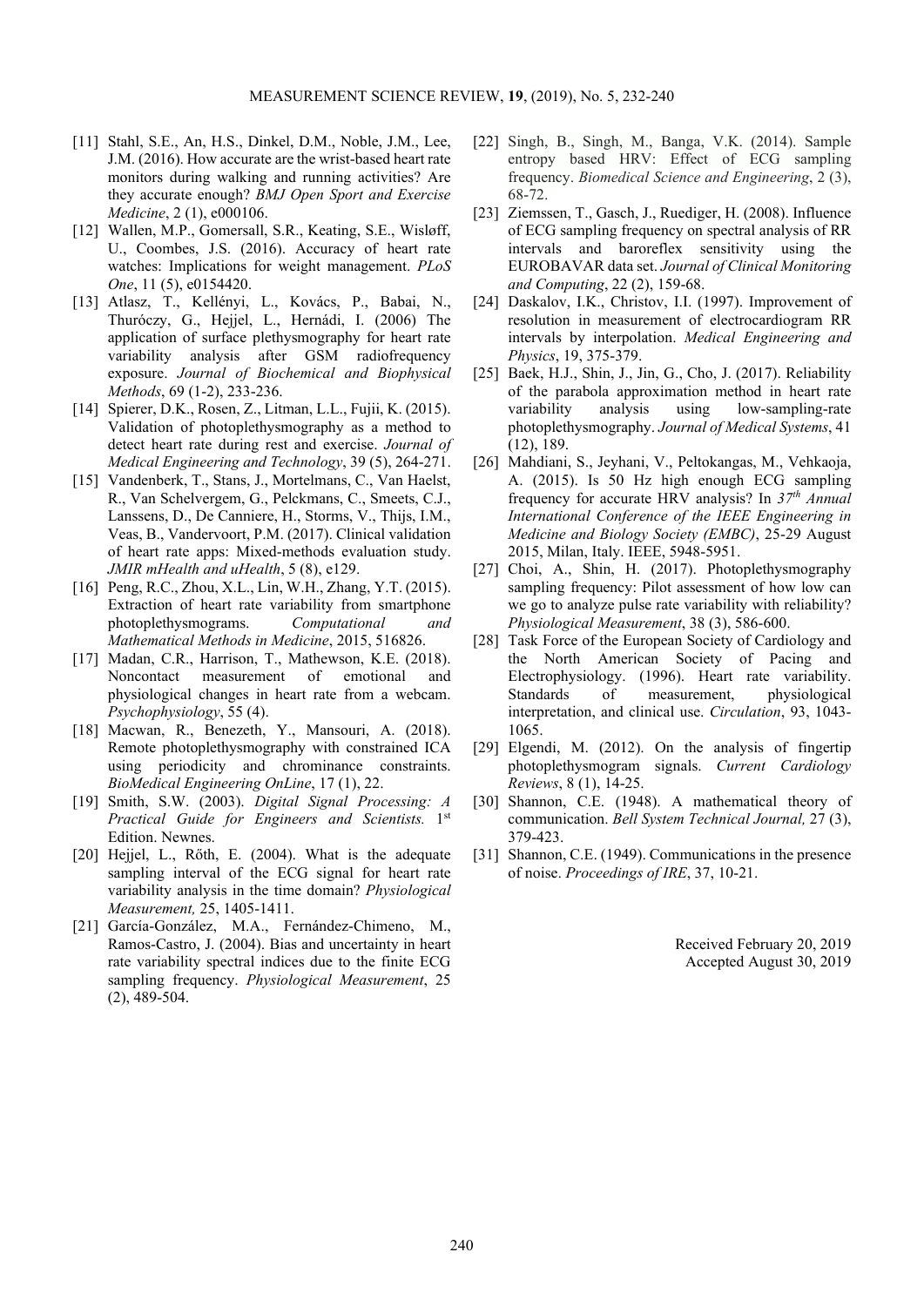[11] Stahl, S.E., An, H.S., Dinkel, D.M., Noble, J.M., Lee, J.M. (2016). How accurate are the wrist-based heart rate monitors during walking and running activities? Are they accurate enough? *BMJ Open Sport and Exercise Medicine*, 2 (1), e000106.

[12] Wallen, M.P., Gomersall, S.R., Keating, S.E., Wisløff, U., Coombes, J.S. (2016). Accuracy of heart rate watches: Implications for weight management. *PLoS One*, 11 (5), e0154420.

[13] Atlasz, T., Kellényi, L., Kovács, P., Babai, N., Thuróczy, G., Hejjel, L., Hernádi, I. (2006) The application of surface plethysmography for heart rate variability analysis after GSM radiofrequency exposure. *Journal of Biochemical and Biophysical Methods*, 69 (1-2), 233-236.

[14] Spierer, D.K., Rosen, Z., Litman, L.L., Fujii, K. (2015). Validation of photoplethysmography as a method to detect heart rate during rest and exercise. *Journal of Medical Engineering and Technology*, 39 (5), 264-271.

[15] Vandenberk, T., Stans, J., Mortelmans, C., Van Haelst, R., Van Schelvergem, G., Pelckmans, C., Smeets, C.J., Lanssens, D., De Canniere, H., Storms, V., Thijs, I.M., Veas, B., Vandervoort, P.M. (2017). Clinical validation of heart rate apps: Mixed-methods evaluation study. *JMIR mHealth and uHealth*, 5 (8), e129.

[16] Peng, R.C., Zhou, X.L., Lin, W.H., Zhang, Y.T. (2015). Extraction of heart rate variability from smartphone photoplethysmograms. *Computational and Mathematical Methods in Medicine*, 2015, 516826.

[17] Madan, C.R., Harrison, T., Mathewson, K.E. (2018). Noncontact measurement of emotional and physiological changes in heart rate from a webcam. *Psychophysiology*, 55 (4).

[18] Macwan, R., Benezeth, Y., Mansouri, A. (2018). Remote photoplethysmography with constrained ICA using periodicity and chrominance constraints. *BioMedical Engineering OnLine*, 17 (1), 22.

[19] Smith, S.W. (2003). *Digital Signal Processing: A Practical Guide for Engineers and Scientists.* 1st Edition. Newnes.

[20] Hejjel, L., Rőth, E. (2004). What is the adequate sampling interval of the ECG signal for heart rate variability analysis in the time domain? *Physiological Measurement,* 25, 1405-1411.

[21] García-González, M.A., Fernández-Chimeno, M., Ramos-Castro, J. (2004). Bias and uncertainty in heart rate variability spectral indices due to the finite ECG sampling frequency. *Physiological Measurement*, 25 (2), 489-504.

[22] Singh, B., Singh, M., Banga, V.K. (2014). Sample entropy based HRV: Effect of ECG sampling frequency. *Biomedical Science and Engineering*, 2 (3), 68-72.

[23] Ziemssen, T., Gasch, J., Ruediger, H. (2008). Influence of ECG sampling frequency on spectral analysis of RR intervals and baroreflex sensitivity using the EUROBAVAR data set. *Journal of Clinical Monitoring and Computing*, 22 (2), 159-68.

[24] Daskalov, I.K., Christov, I.I. (1997). Improvement of resolution in measurement of electrocardiogram RR intervals by interpolation. *Medical Engineering and Physics*, 19, 375-379.

[25] Baek, H.J., Shin, J., Jin, G., Cho, J. (2017). Reliability of the parabola approximation method in heart rate variability analysis using low-sampling-rate photoplethysmography. *Journal of Medical Systems*, 41 (12), 189.

[26] Mahdiani, S., Jeyhani, V., Peltokangas, M., Vehkaoja, A. (2015). Is 50 Hz high enough ECG sampling frequency for accurate HRV analysis? In *37th Annual International Conference of the IEEE Engineering in Medicine and Biology Society (EMBC)*, 25-29 August 2015, Milan, Italy. IEEE, 5948-5951.

[27] Choi, A., Shin, H. (2017). Photoplethysmography sampling frequency: Pilot assessment of how low can we go to analyze pulse rate variability with reliability? *Physiological Measurement*, 38 (3), 586-600.

[28] Task Force of the European Society of Cardiology and the North American Society of Pacing and Electrophysiology. (1996). Heart rate variability. Standards of measurement, physiological interpretation, and clinical use. *Circulation*, 93, 1043-1065.

[29] Elgendi, M. (2012). On the analysis of fingertip photoplethysmogram signals. *Current Cardiology Reviews*, 8 (1), 14-25.

[30] Shannon, C.E. (1948). A mathematical theory of communication. *Bell System Technical Journal,* 27 (3), 379-423.

[31] Shannon, C.E. (1949). Communications in the presence of noise. *Proceedings of IRE*, 37, 10-21.

Received February 20, 2019
Accepted August 30, 2019